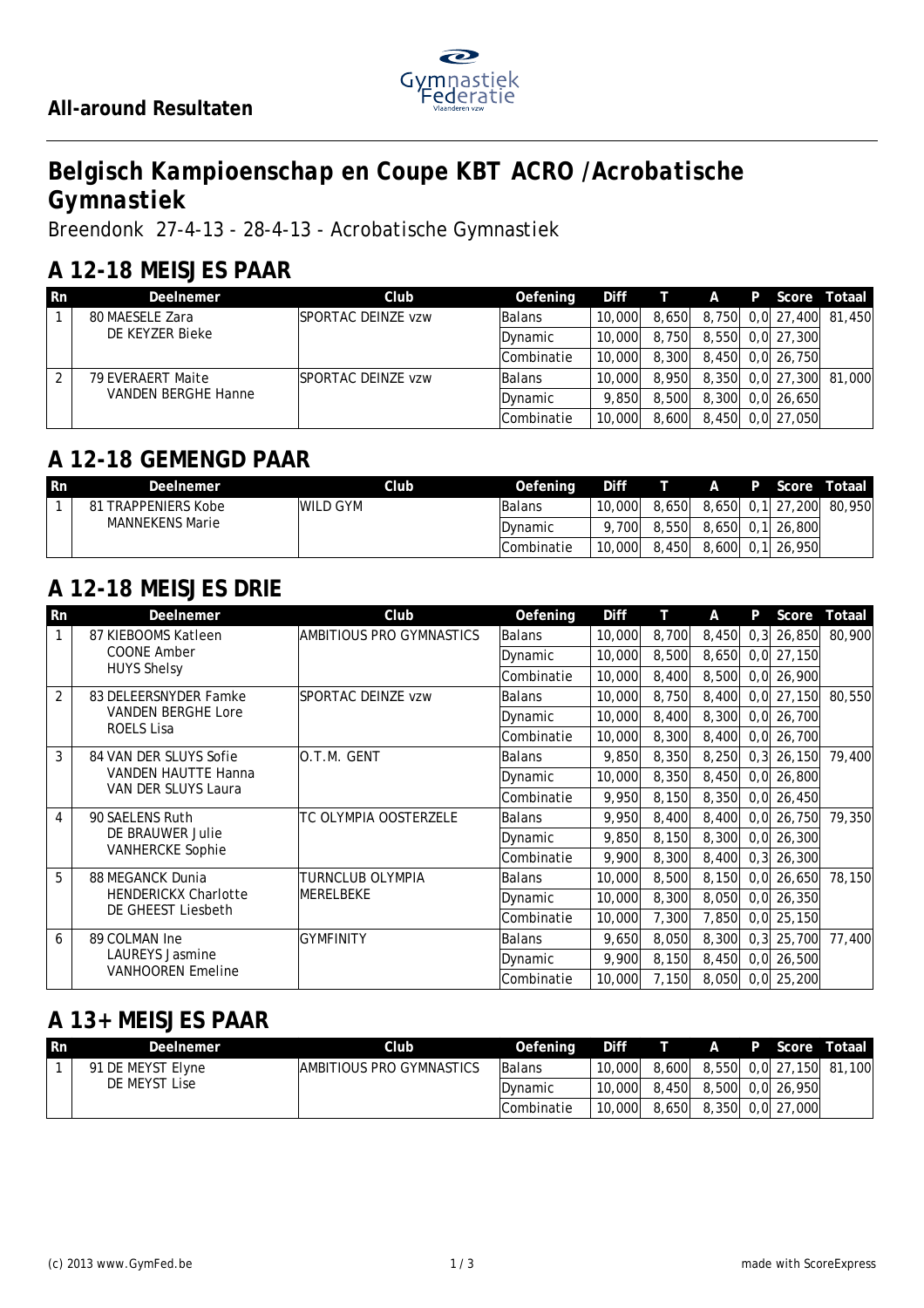## All-around Resultaten

# Belgisch Kampioenschap en Coupe KBT ACRO /Acrobatische Gymnastiek

Breendonk 27-4-13 - 28-4-13 - Acrobatische Gymnastiek

## A 12-18 MEISJES PAAR

| Rn | Deelnemer | Club | Oefening | Diff | T | A | P | Score | Totaal |
|---|---|---|---|---|---|---|---|---|---|
| 1 | 80 MAESELE Zara<br>DE KEYZER Bieke | SPORTAC DEINZE vzw | Balans | 10,000 | 8,650 | 8,750 | 0,0 | 27,400 | 81,450 |
| | | | Dynamic | 10,000 | 8,750 | 8,550 | 0,0 | 27,300 | |
| | | | Combinatie | 10,000 | 8,300 | 8,450 | 0,0 | 26,750 | |
| 2 | 79 EVERAERT Maite<br>VANDEN BERGHE Hanne | SPORTAC DEINZE vzw | Balans | 10,000 | 8,950 | 8,350 | 0,0 | 27,300 | 81,000 |
| | | | Dynamic | 9,850 | 8,500 | 8,300 | 0,0 | 26,650 | |
| | | | Combinatie | 10,000 | 8,600 | 8,450 | 0,0 | 27,050 | |

## A 12-18 GEMENGD PAAR

| Rn | Deelnemer | Club | Oefening | Diff | T | A | P | Score | Totaal |
|---|---|---|---|---|---|---|---|---|---|
| 1 | 81 TRAPPENIERS Kobe<br>MANNEKENS Marie | WILD GYM | Balans | 10,000 | 8,650 | 8,650 | 0,1 | 27,200 | 80,950 |
| | | | Dynamic | 9,700 | 8,550 | 8,650 | 0,1 | 26,800 | |
| | | | Combinatie | 10,000 | 8,450 | 8,600 | 0,1 | 26,950 | |

## A 12-18 MEISJES DRIE

| Rn | Deelnemer | Club | Oefening | Diff | T | A | P | Score | Totaal |
|---|---|---|---|---|---|---|---|---|---|
| 1 | 87 KIEBOOMS Katleen<br>COONE Amber<br>HUYS Shelsy | AMBITIOUS PRO GYMNASTICS | Balans | 10,000 | 8,700 | 8,450 | 0,3 | 26,850 | 80,900 |
| | | | Dynamic | 10,000 | 8,500 | 8,650 | 0,0 | 27,150 | |
| | | | Combinatie | 10,000 | 8,400 | 8,500 | 0,0 | 26,900 | |
| 2 | 83 DELEERSNYDER Famke<br>VANDEN BERGHE Lore<br>ROELS Lisa | SPORTAC DEINZE vzw | Balans | 10,000 | 8,750 | 8,400 | 0,0 | 27,150 | 80,550 |
| | | | Dynamic | 10,000 | 8,400 | 8,300 | 0,0 | 26,700 | |
| | | | Combinatie | 10,000 | 8,300 | 8,400 | 0,0 | 26,700 | |
| 3 | 84 VAN DER SLUYS Sofie<br>VANDEN HAUTTE Hanna<br>VAN DER SLUYS Laura | O.T.M. GENT | Balans | 9,850 | 8,350 | 8,250 | 0,3 | 26,150 | 79,400 |
| | | | Dynamic | 10,000 | 8,350 | 8,450 | 0,0 | 26,800 | |
| | | | Combinatie | 9,950 | 8,150 | 8,350 | 0,0 | 26,450 | |
| 4 | 90 SAELENS Ruth<br>DE BRAUWER Julie<br>VANHERCKE Sophie | TC OLYMPIA OOSTERZELE | Balans | 9,950 | 8,400 | 8,400 | 0,0 | 26,750 | 79,350 |
| | | | Dynamic | 9,850 | 8,150 | 8,300 | 0,0 | 26,300 | |
| | | | Combinatie | 9,900 | 8,300 | 8,400 | 0,3 | 26,300 | |
| 5 | 88 MEGANCK Dunia<br>HENDERICKX Charlotte<br>DE GHEEST Liesbeth | TURNCLUB OLYMPIA MERELBEKE | Balans | 10,000 | 8,500 | 8,150 | 0,0 | 26,650 | 78,150 |
| | | | Dynamic | 10,000 | 8,300 | 8,050 | 0,0 | 26,350 | |
| | | | Combinatie | 10,000 | 7,300 | 7,850 | 0,0 | 25,150 | |
| 6 | 89 COLMAN Ine<br>LAUREYS Jasmine<br>VANHOOREN Emeline | GYMFINITY | Balans | 9,650 | 8,050 | 8,300 | 0,3 | 25,700 | 77,400 |
| | | | Dynamic | 9,900 | 8,150 | 8,450 | 0,0 | 26,500 | |
| | | | Combinatie | 10,000 | 7,150 | 8,050 | 0,0 | 25,200 | |

## A 13+ MEISJES PAAR

| Rn | Deelnemer | Club | Oefening | Diff | T | A | P | Score | Totaal |
|---|---|---|---|---|---|---|---|---|---|
| 1 | 91 DE MEYST Elyne<br>DE MEYST Lise | AMBITIOUS PRO GYMNASTICS | Balans | 10,000 | 8,600 | 8,550 | 0,0 | 27,150 | 81,100 |
| | | | Dynamic | 10,000 | 8,450 | 8,500 | 0,0 | 26,950 | |
| | | | Combinatie | 10,000 | 8,650 | 8,350 | 0,0 | 27,000 | |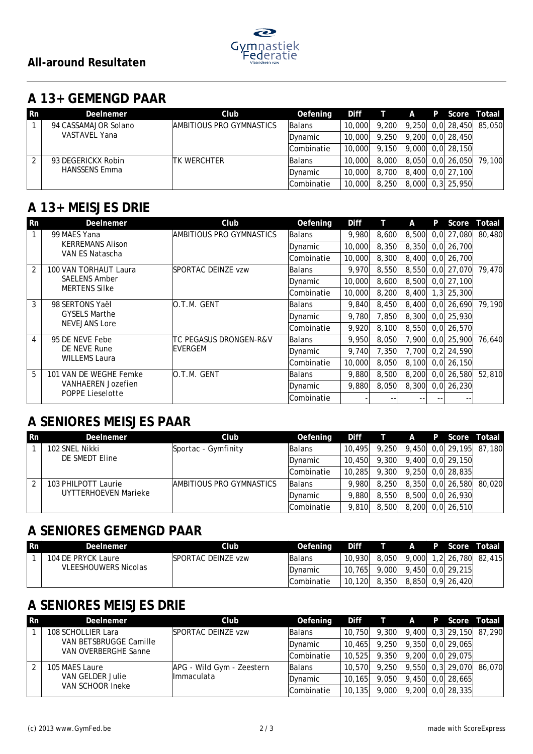## All-around Resultaten

## A 13+ GEMENGD PAAR

| Rn | Deelnemer | Club | Oefening | Diff | T | A | P | Score | Totaal |
|---|---|---|---|---|---|---|---|---|---|
| 1 | 94 CASSAMAJOR Solano<br>VASTAVEL Yana | AMBITIOUS PRO GYMNASTICS | Balans | 10,000 | 9,200 | 9,250 | 0,0 | 28,450 | 85,050 |
| | | | Dynamic | 10,000 | 9,250 | 9,200 | 0,0 | 28,450 | |
| | | | Combinatie | 10,000 | 9,150 | 9,000 | 0,0 | 28,150 | |
| 2 | 93 DEGERICKX Robin<br>HANSSENS Emma | TK WERCHTER | Balans | 10,000 | 8,000 | 8,050 | 0,0 | 26,050 | 79,100 |
| | | | Dynamic | 10,000 | 8,700 | 8,400 | 0,0 | 27,100 | |
| | | | Combinatie | 10,000 | 8,250 | 8,000 | 0,3 | 25,950 | |

## A 13+ MEISJES DRIE

| Rn | Deelnemer | Club | Oefening | Diff | T | A | P | Score | Totaal |
|---|---|---|---|---|---|---|---|---|---|
| 1 | 99 MAES Yana<br>KERREMANS Alison<br>VAN ES Natascha | AMBITIOUS PRO GYMNASTICS | Balans | 9,980 | 8,600 | 8,500 | 0,0 | 27,080 | 80,480 |
| | | | Dynamic | 10,000 | 8,350 | 8,350 | 0,0 | 26,700 | |
| | | | Combinatie | 10,000 | 8,300 | 8,400 | 0,0 | 26,700 | |
| 2 | 100 VAN TORHAUT Laura<br>SAELENS Amber<br>MERTENS Silke | SPORTAC DEINZE vzw | Balans | 9,970 | 8,550 | 8,550 | 0,0 | 27,070 | 79,470 |
| | | | Dynamic | 10,000 | 8,600 | 8,500 | 0,0 | 27,100 | |
| | | | Combinatie | 10,000 | 8,200 | 8,400 | 1,3 | 25,300 | |
| 3 | 98 SERTONS Yaël<br>GYSELS Marthe<br>NEVEJANS Lore | O.T.M. GENT | Balans | 9,840 | 8,450 | 8,400 | 0,0 | 26,690 | 79,190 |
| | | | Dynamic | 9,780 | 7,850 | 8,300 | 0,0 | 25,930 | |
| | | | Combinatie | 9,920 | 8,100 | 8,550 | 0,0 | 26,570 | |
| 4 | 95 DE NEVE Febe<br>DE NEVE Rune<br>WILLEMS Laura | TC PEGASUS DRONGEN-R&V EVERGEM | Balans | 9,950 | 8,050 | 7,900 | 0,0 | 25,900 | 76,640 |
| | | | Dynamic | 9,740 | 7,350 | 7,700 | 0,2 | 24,590 | |
| | | | Combinatie | 10,000 | 8,050 | 8,100 | 0,0 | 26,150 | |
| 5 | 101 VAN DE WEGHE Femke<br>VANHAEREN Jozefien<br>POPPE Lieselotte | O.T.M. GENT | Balans | 9,880 | 8,500 | 8,200 | 0,0 | 26,580 | 52,810 |
| | | | Dynamic | 9,880 | 8,050 | 8,300 | 0,0 | 26,230 | |
| | | | Combinatie | - | -- | -- | -- | -- | |

## A SENIORES MEISJES PAAR

| Rn | Deelnemer | Club | Oefening | Diff | T | A | P | Score | Totaal |
|---|---|---|---|---|---|---|---|---|---|
| 1 | 102 SNEL Nikki<br>DE SMEDT Eline | Sportac - Gymfinity | Balans | 10,495 | 9,250 | 9,450 | 0,0 | 29,195 | 87,180 |
| | | | Dynamic | 10,450 | 9,300 | 9,400 | 0,0 | 29,150 | |
| | | | Combinatie | 10,285 | 9,300 | 9,250 | 0,0 | 28,835 | |
| 2 | 103 PHILPOTT Laurie<br>UYTTERHOEVEN Marieke | AMBITIOUS PRO GYMNASTICS | Balans | 9,980 | 8,250 | 8,350 | 0,0 | 26,580 | 80,020 |
| | | | Dynamic | 9,880 | 8,550 | 8,500 | 0,0 | 26,930 | |
| | | | Combinatie | 9,810 | 8,500 | 8,200 | 0,0 | 26,510 | |

## A SENIORES GEMENGD PAAR

| Rn | Deelnemer | Club | Oefening | Diff | T | A | P | Score | Totaal |
|---|---|---|---|---|---|---|---|---|---|
| 1 | 104 DE PRYCK Laure<br>VLEESHOUWERS Nicolas | SPORTAC DEINZE vzw | Balans | 10,930 | 8,050 | 9,000 | 1,2 | 26,780 | 82,415 |
| | | | Dynamic | 10,765 | 9,000 | 9,450 | 0,0 | 29,215 | |
| | | | Combinatie | 10,120 | 8,350 | 8,850 | 0,9 | 26,420 | |

## A SENIORES MEISJES DRIE

| Rn | Deelnemer | Club | Oefening | Diff | T | A | P | Score | Totaal |
|---|---|---|---|---|---|---|---|---|---|
| 1 | 108 SCHOLLIER Lara<br>VAN BETSBRUGGE Camille<br>VAN OVERBERGHE Sanne | SPORTAC DEINZE vzw | Balans | 10,750 | 9,300 | 9,400 | 0,3 | 29,150 | 87,290 |
| | | | Dynamic | 10,465 | 9,250 | 9,350 | 0,0 | 29,065 | |
| | | | Combinatie | 10,525 | 9,350 | 9,200 | 0,0 | 29,075 | |
| 2 | 105 MAES Laure<br>VAN GELDER Julie<br>VAN SCHOOR Ineke | APG - Wild Gym - Zeestern Immaculata | Balans | 10,570 | 9,250 | 9,550 | 0,3 | 29,070 | 86,070 |
| | | | Dynamic | 10,165 | 9,050 | 9,450 | 0,0 | 28,665 | |
| | | | Combinatie | 10,135 | 9,000 | 9,200 | 0,0 | 28,335 | |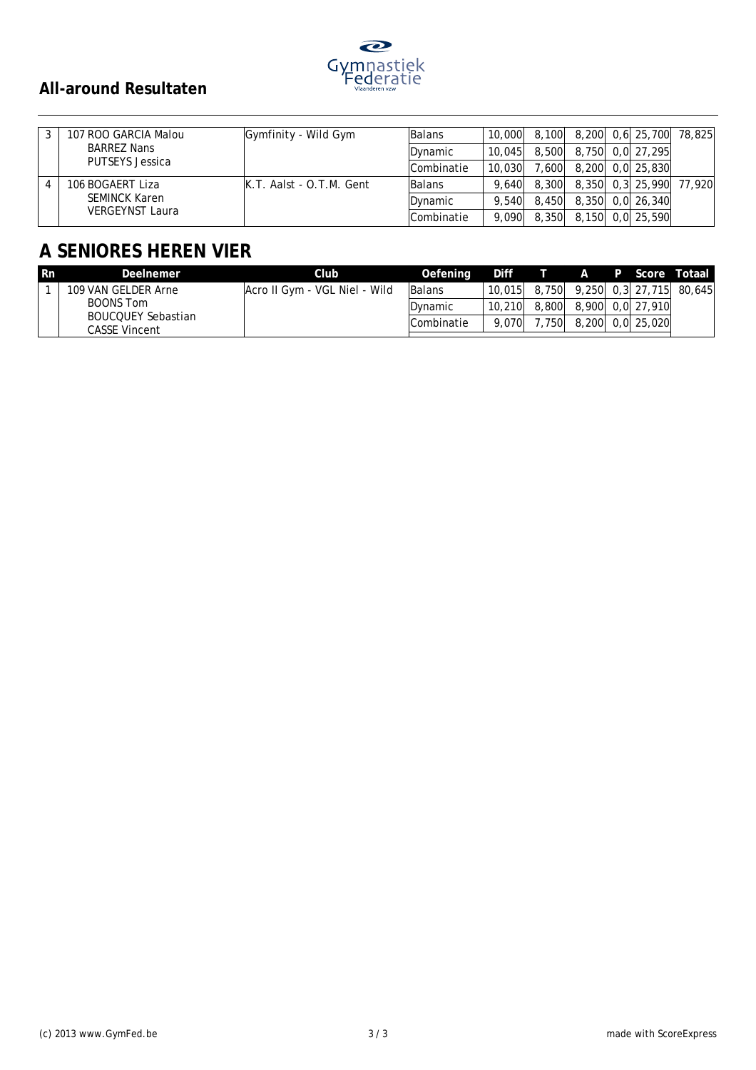## All-around Resultaten

| Rn | Deelnemer | Club | Oefening | Diff | T | A | P | Score | Totaal |
|---|---|---|---|---|---|---|---|---|---|
| 3 | 107 ROO GARCIA Malou<br>BARREZ Nans<br>PUTSEYS Jessica | Gymfinity - Wild Gym | Balans | 10,000 | 8,100 | 8,200 | 0,6 | 25,700 | 78,825 |
| | | | Dynamic | 10,045 | 8,500 | 8,750 | 0,0 | 27,295 | |
| | | | Combinatie | 10,030 | 7,600 | 8,200 | 0,0 | 25,830 | |
| 4 | 106 BOGAERT Liza<br>SEMINCK Karen<br>VERGEYNST Laura | K.T. Aalst - O.T.M. Gent | Balans | 9,640 | 8,300 | 8,350 | 0,3 | 25,990 | 77,920 |
| | | | Dynamic | 9,540 | 8,450 | 8,350 | 0,0 | 26,340 | |
| | | | Combinatie | 9,090 | 8,350 | 8,150 | 0,0 | 25,590 | |

## A SENIORES HEREN VIER

| Rn | Deelnemer | Club | Oefening | Diff | T | A | P | Score | Totaal |
|---|---|---|---|---|---|---|---|---|---|
| 1 | 109 VAN GELDER Arne<br>BOONS Tom<br>BOUCQUEY Sebastian<br>CASSE Vincent | Acro II Gym - VGL Niel - Wild | Balans | 10,015 | 8,750 | 9,250 | 0,3 | 27,715 | 80,645 |
| | | | Dynamic | 10,210 | 8,800 | 8,900 | 0,0 | 27,910 | |
| | | | Combinatie | 9,070 | 7,750 | 8,200 | 0,0 | 25,020 | |

(c) 2013 www.GymFed.be — made with ScoreExpress